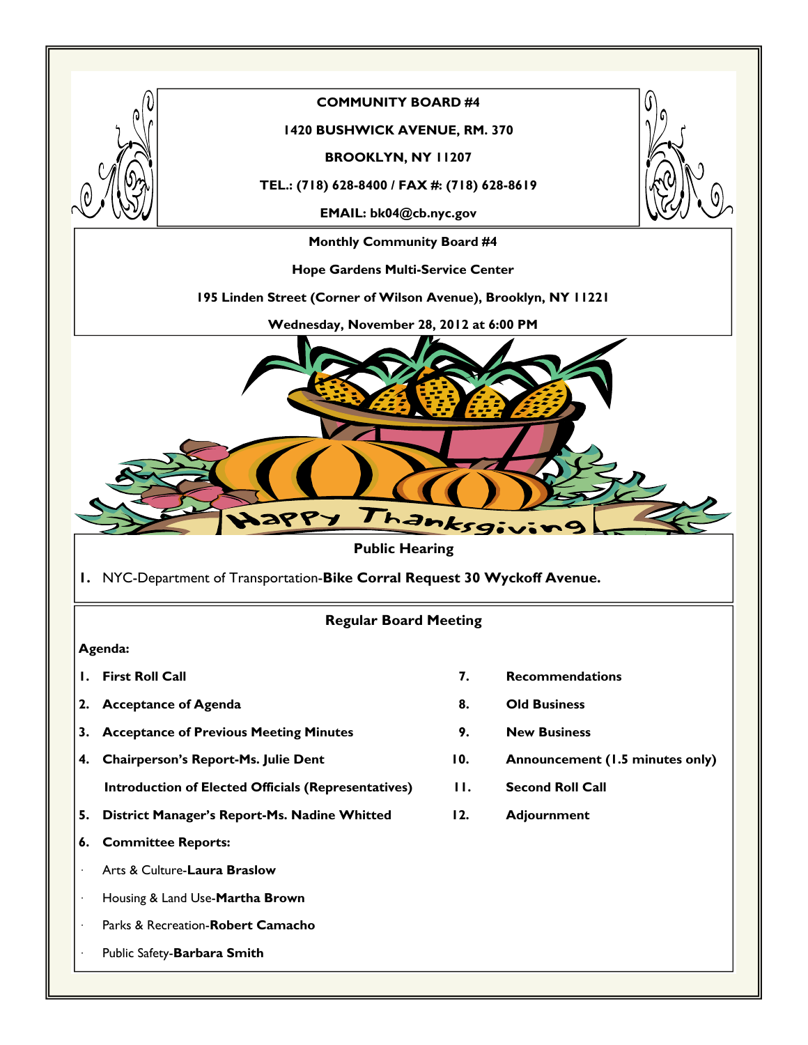**COMMUNITY BOARD #4**

**1420 BUSHWICK AVENUE, RM. 370**

**BROOKLYN, NY 11207**

**TEL.: (718) 628-8400 / FAX #: (718) 628-8619**

**EMAIL: bk04@cb.nyc.gov**

**Monthly Community Board #4**

**Hope Gardens Multi-Service Center**

**195 Linden Street (Corner of Wilson Avenue), Brooklyn, NY 11221**

**Wednesday, November 28, 2012 at 6:00 PM**

Happy Thanksgiving

## Public Hearing

1. NYC-Department of Transportation-**Bike Corral Request 30 Wyckoff Avenue.**

## Regular Board Meeting

**Agenda:**

1. **First Roll Call**
2. **Acceptance of Agenda**
3. **Acceptance of Previous Meeting Minutes**
4. **Chairperson's Report-Ms. Julie Dent**

   **Introduction of Elected Officials (Representatives)**
5. **District Manager's Report-Ms. Nadine Whitted**
6. **Committee Reports:**
   - Arts & Culture-**Laura Braslow**
   - Housing & Land Use-**Martha Brown**
   - Parks & Recreation-**Robert Camacho**
   - Public Safety-**Barbara Smith**
7. **Recommendations**
8. **Old Business**
9. **New Business**
10. **Announcement (1.5 minutes only)**
11. **Second Roll Call**
12. **Adjournment**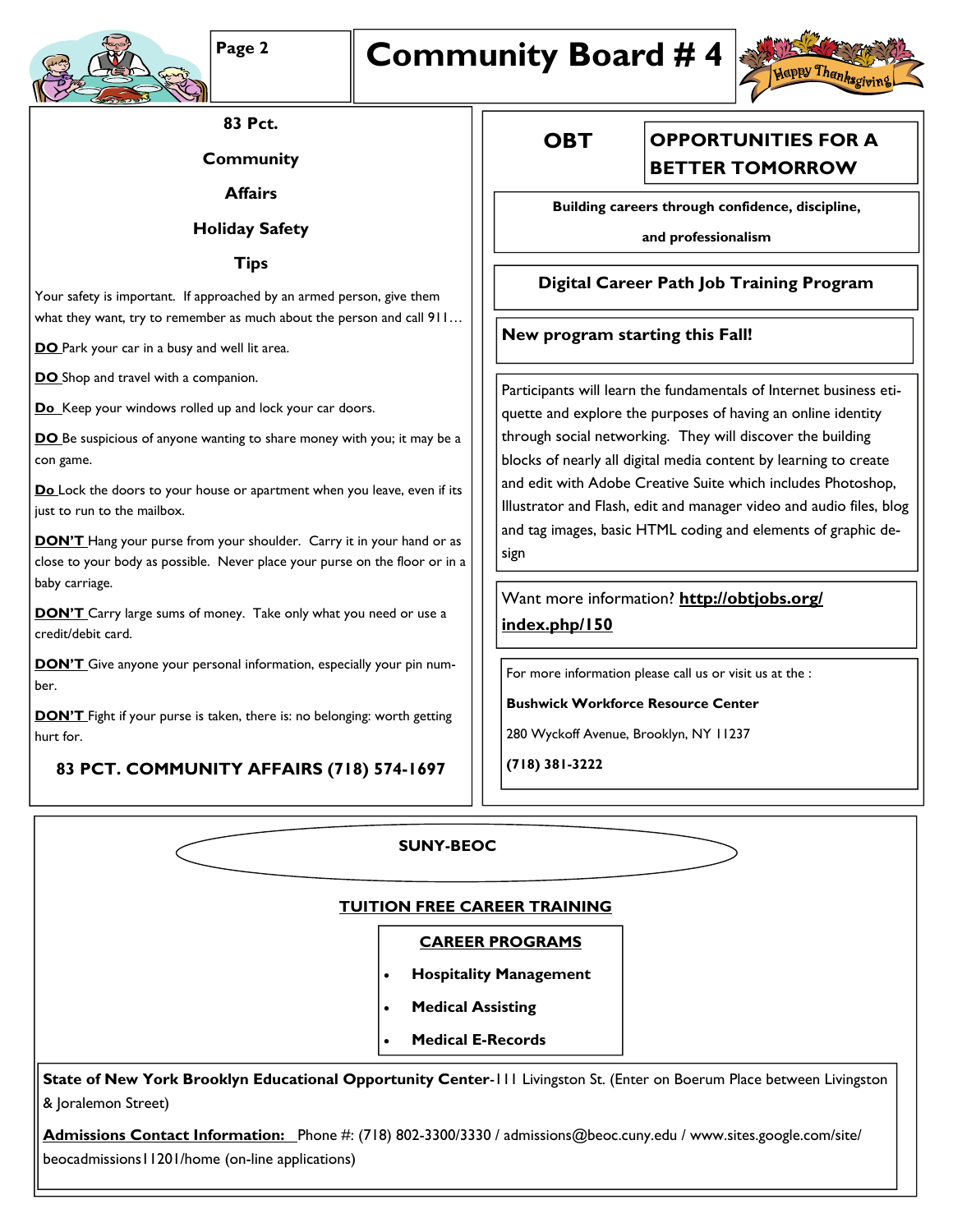# Community Board # 4

## 83 Pct. Community Affairs Holiday Safety Tips

Your safety is important. If approached by an armed person, give them what they want, try to remember as much about the person and call 911…

**DO** Park your car in a busy and well lit area.

**DO** Shop and travel with a companion.

**Do** Keep your windows rolled up and lock your car doors.

**DO** Be suspicious of anyone wanting to share money with you; it may be a con game.

**Do** Lock the doors to your house or apartment when you leave, even if its just to run to the mailbox.

**DON'T** Hang your purse from your shoulder. Carry it in your hand or as close to your body as possible. Never place your purse on the floor or in a baby carriage.

**DON'T** Carry large sums of money. Take only what you need or use a credit/debit card.

**DON'T** Give anyone your personal information, especially your pin number.

**DON'T** Fight if your purse is taken, there is: no belonging: worth getting hurt for.

**83 PCT. COMMUNITY AFFAIRS (718) 574-1697**

## OBT — OPPORTUNITIES FOR A BETTER TOMORROW

**Building careers through confidence, discipline, and professionalism**

### Digital Career Path Job Training Program

**New program starting this Fall!**

Participants will learn the fundamentals of Internet business etiquette and explore the purposes of having an online identity through social networking. They will discover the building blocks of nearly all digital media content by learning to create and edit with Adobe Creative Suite which includes Photoshop, Illustrator and Flash, edit and manager video and audio files, blog and tag images, basic HTML coding and elements of graphic design

Want more information? **http://obtjobs.org/index.php/150**

For more information please call us or visit us at the :

**Bushwick Workforce Resource Center**

280 Wyckoff Avenue, Brooklyn, NY 11237

**(718) 381-3222**

## SUNY-BEOC

**TUITION FREE CAREER TRAINING**

**CAREER PROGRAMS**

- **Hospitality Management**
- **Medical Assisting**
- **Medical E-Records**

**State of New York Brooklyn Educational Opportunity Center**-111 Livingston St. (Enter on Boerum Place between Livingston & Joralemon Street)

**Admissions Contact Information:** Phone #: (718) 802-3300/3330 / admissions@beoc.cuny.edu / www.sites.google.com/site/beocadmissions11201/home (on-line applications)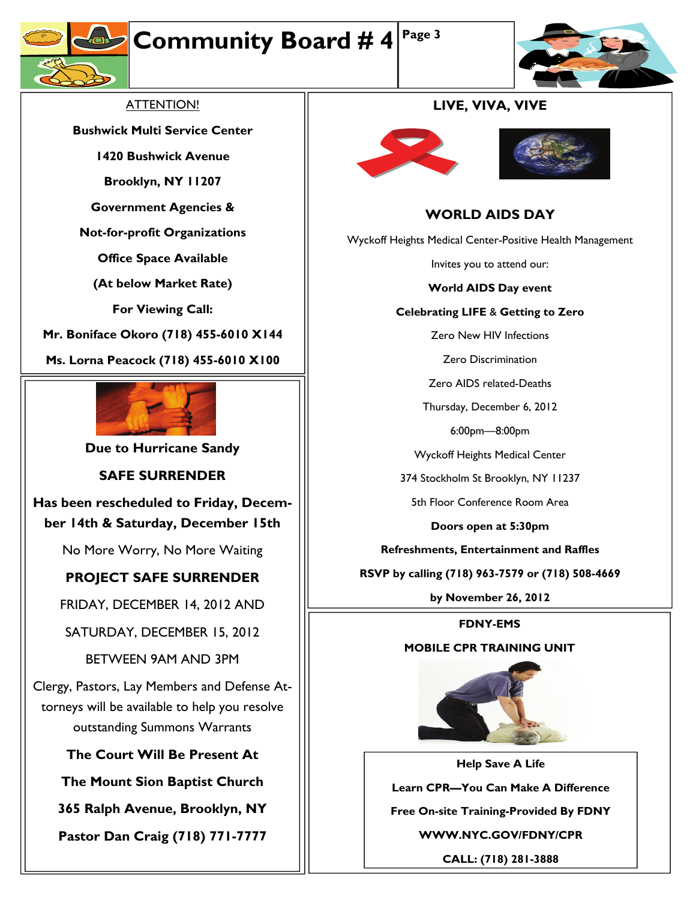# Community Board # 4

ATTENTION!

**Bushwick Multi Service Center**

**1420 Bushwick Avenue**

**Brooklyn, NY 11207**

**Government Agencies &**

**Not-for-profit Organizations**

**Office Space Available**

**(At below Market Rate)**

**For Viewing Call:**

**Mr. Boniface Okoro (718) 455-6010 X144**

**Ms. Lorna Peacock (718) 455-6010 X100**

**Due to Hurricane Sandy**

**SAFE SURRENDER**

**Has been rescheduled to Friday, December 14th & Saturday, December 15th**

No More Worry, No More Waiting

**PROJECT SAFE SURRENDER**

FRIDAY, DECEMBER 14, 2012 AND

SATURDAY, DECEMBER 15, 2012

BETWEEN 9AM AND 3PM

Clergy, Pastors, Lay Members and Defense Attorneys will be available to help you resolve outstanding Summons Warrants

**The Court Will Be Present At**

**The Mount Sion Baptist Church**

**365 Ralph Avenue, Brooklyn, NY**

**Pastor Dan Craig (718) 771-7777**

## LIVE, VIVA, VIVE

## WORLD AIDS DAY

Wyckoff Heights Medical Center-Positive Health Management

Invites you to attend our:

**World AIDS Day event**

**Celebrating LIFE & Getting to Zero**

Zero New HIV Infections

Zero Discrimination

Zero AIDS related-Deaths

Thursday, December 6, 2012

6:00pm—8:00pm

Wyckoff Heights Medical Center

374 Stockholm St Brooklyn, NY 11237

5th Floor Conference Room Area

**Doors open at 5:30pm**

**Refreshments, Entertainment and Raffles**

**RSVP by calling (718) 963-7579 or (718) 508-4669**

**by November 26, 2012**

**FDNY-EMS**

**MOBILE CPR TRAINING UNIT**

**Help Save A Life**

**Learn CPR—You Can Make A Difference**

**Free On-site Training-Provided By FDNY**

**WWW.NYC.GOV/FDNY/CPR**

**CALL: (718) 281-3888**